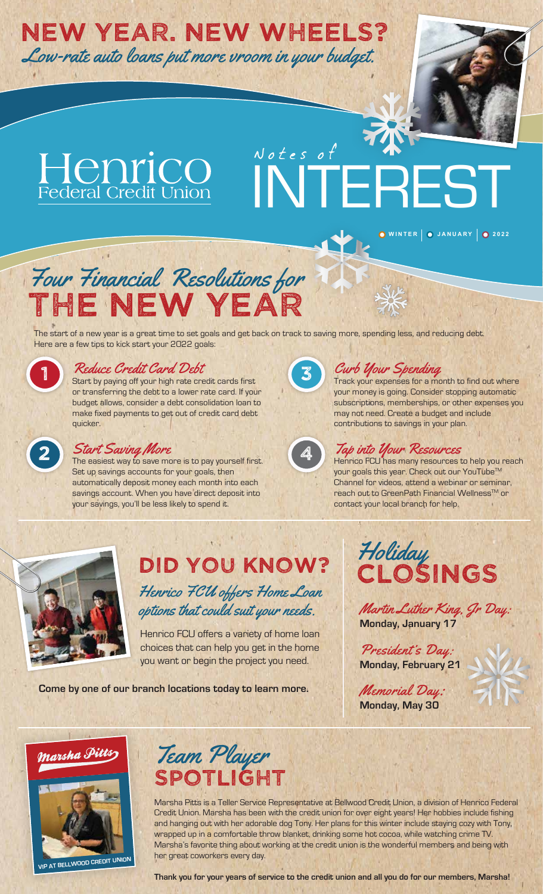# NEW YEAR. NEW WHEELS?

*Low-rate auto loans put more vroom in your budget.*

Henrico Federal Credit Union

# Notes of INTEREST

WINTER | JANUARY | 2022

## *Four Financial Resolutions for* THE NEW YEAR

The start of a new year is a great time to set goals and get back on track to saving more, spending less, and reducing debt. Here are a few tips to kick start your 2022 goals:

### 1. *Reduce Credit Card Debt*

Start by paying off your high rate credit cards first or transferring the debt to a lower rate card. If your budget allows, consider a debt consolidation loan to make fixed payments to get out of credit card debt quicker.

### 2. *Start Saving More*

The easiest way to save more is to pay yourself first. Set up savings accounts for your goals, then automatically deposit money each month into each savings account. When you have direct deposit into your savings, you'll be less likely to spend it.

### 3. *Curb Your Spending*

Track your expenses for a month to find out where your money is going. Consider stopping automatic subscriptions, memberships, or other expenses you may not need. Create a budget and include contributions to savings in your plan.

### 4. *Tap into Your Resources*

Henrico FCU has many resources to help you reach your goals this year. Check out our YouTube™ Channel for videos, attend a webinar or seminar, reach out to GreenPath Financial Wellness™ or contact your local branch for help.

## DID YOU KNOW?

*Henrico FCU offers Home Loan options that could suit your needs.*

Henrico FCU offers a variety of home loan choices that can help you get in the home you want or begin the project you need.

**Come by one of our branch locations today to learn more.**

## *Holiday* CLOSINGS

*Martin Luther King, Jr Day:*
**Monday, January 17**

*President's Day:*
**Monday, February 21**

*Memorial Day:*
**Monday, May 30**

## *Team Player* SPOTLIGHT

*Marsha Pitts*

VIP AT BELLWOOD CREDIT UNION

Marsha Pitts is a Teller Service Representative at Bellwood Credit Union, a division of Henrico Federal Credit Union. Marsha has been with the credit union for over eight years! Her hobbies include fishing and hanging out with her adorable dog Tony. Her plans for this winter include staying cozy with Tony, wrapped up in a comfortable throw blanket, drinking some hot cocoa, while watching crime TV. Marsha's favorite thing about working at the credit union is the wonderful members and being with her great coworkers every day.

**Thank you for your years of service to the credit union and all you do for our members, Marsha!**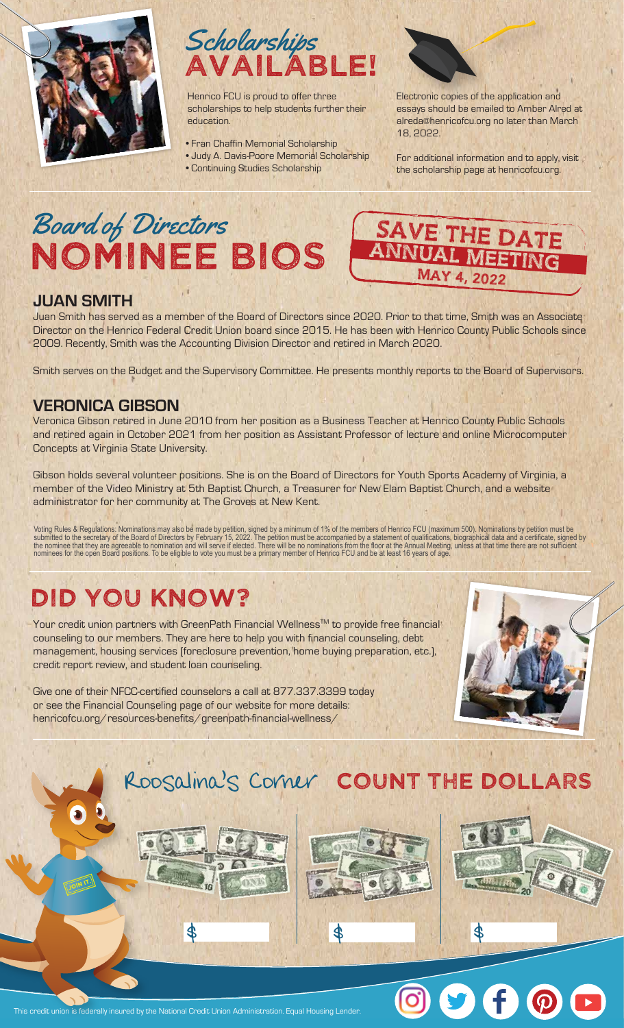# *Scholarships* AVAILABLE!

Henrico FCU is proud to offer three scholarships to help students further their education.

- Fran Chaffin Memorial Scholarship
- Judy A. Davis-Poore Memorial Scholarship
- Continuing Studies Scholarship

Electronic copies of the application and essays should be emailed to Amber Alred at alreda@henricofcu.org no later than March 18, 2022.

For additional information and to apply, visit the scholarship page at henricofcu.org.

# *Board of Directors* NOMINEE BIOS

**SAVE THE DATE**
**ANNUAL MEETING**
**MAY 4, 2022**

## JUAN SMITH

Juan Smith has served as a member of the Board of Directors since 2020. Prior to that time, Smith was an Associate Director on the Henrico Federal Credit Union board since 2015. He has been with Henrico County Public Schools since 2009. Recently, Smith was the Accounting Division Director and retired in March 2020.

Smith serves on the Budget and the Supervisory Committee. He presents monthly reports to the Board of Supervisors.

## VERONICA GIBSON

Veronica Gibson retired in June 2010 from her position as a Business Teacher at Henrico County Public Schools and retired again in October 2021 from her position as Assistant Professor of lecture and online Microcomputer Concepts at Virginia State University.

Gibson holds several volunteer positions. She is on the Board of Directors for Youth Sports Academy of Virginia, a member of the Video Ministry at 5th Baptist Church, a Treasurer for New Elam Baptist Church, and a website administrator for her community at The Groves at New Kent.

Voting Rules & Regulations: Nominations may also be made by petition, signed by a minimum of 1% of the members of Henrico FCU (maximum 500). Nominations by petition must be submitted to the secretary of the Board of Directors by February 15, 2022. The petition must be accompanied by a statement of qualifications, biographical data and a certificate, signed by the nominee that they are agreeable to nomination and will serve if elected. There will be no nominations from the floor at the Annual Meeting, unless at that time there are not sufficient nominees for the open Board positions. To be eligible to vote you must be a primary member of Henrico FCU and be at least 16 years of age.

# DID YOU KNOW?

Your credit union partners with GreenPath Financial Wellness™ to provide free financial counseling to our members. They are here to help you with financial counseling, debt management, housing services (foreclosure prevention, home buying preparation, etc.), credit report review, and student loan counseling.

Give one of their NFCC-certified counselors a call at 877.337.3399 today or see the Financial Counseling page of our website for more details: henricofcu.org/resources-benefits/greenpath-financial-wellness/

# *Roosalina's Corner* COUNT THE DOLLARS

$ ______ $ ______ $ ______

This credit union is federally insured by the National Credit Union Administration. Equal Housing Lender.